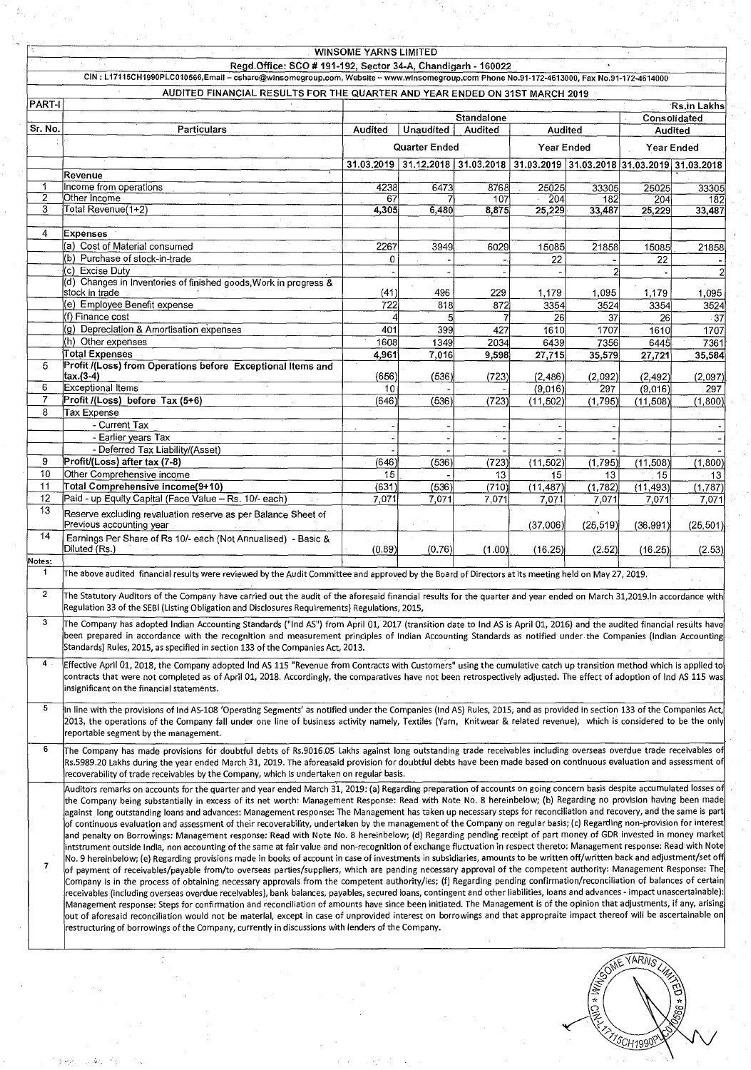# WINSOME YARNS LIMITED

**Regd.Office: SCO # 191-192, Sector 34-A, Chandigarh - 160022**

CIN : L17115CH1990PLC010566,Email – cshare@winsomegroup.com, Website – www.winsomegroup.com Phone No.91-172-4613000, Fax No.91-172-4614000

## AUDITED FINANCIAL RESULTS FOR THE QUARTER AND YEAR ENDED ON 31ST MARCH 2019

| PART-I | | | | | | | | Rs.in Lakhs |
|---|---|---|---|---|---|---|---|---|
| | | Standalone | | | | | Consolidated | |
| Sr. No. | Particulars | Audited | Unaudited | Audited | Audited | | Audited | |
| | | Quarter Ended | | | Year Ended | | Year Ended | |
| | | 31.03.2019 | 31.12.2018 | 31.03.2018 | 31.03.2019 | 31.03.2018 | 31.03.2019 | 31.03.2018 |
| | Revenue | | | | | | | |
| 1 | Income from operations | 4238 | 6473 | 8768 | 25025 | 33305 | 25025 | 33305 |
| 2 | Other Income | 67 | 7 | 107 | 204 | 182 | 204 | 182 |
| 3 | Total Revenue(1+2) | 4,305 | 6,480 | 8,875 | 25,229 | 33,487 | 25,229 | 33,487 |
| 4 | Expenses | | | | | | | |
| | (a) Cost of Material consumed | 2267 | 3949 | 6029 | 15085 | 21858 | 15085 | 21858 |
| | (b) Purchase of stock-in-trade | 0 | - | - | 22 | - | 22 | - |
| | (c) Excise Duty | - | - | - | - | 2 | - | 2 |
| | (d) Changes in Inventories of finished goods,Work in progress & stock in trade | (41) | 496 | 229 | 1,179 | 1,095 | 1,179 | 1,095 |
| | (e) Employee Benefit expense | 722 | 818 | 872 | 3354 | 3524 | 3354 | 3524 |
| | (f) Finance cost | 4 | 5 | 7 | 26 | 37 | 26 | 37 |
| | (g) Depreciation & Amortisation expenses | 401 | 399 | 427 | 1610 | 1707 | 1610 | 1707 |
| | (h) Other expenses | 1608 | 1349 | 2034 | 6439 | 7356 | 6445 | 7361 |
| | Total Expenses | 4,961 | 7,016 | 9,598 | 27,715 | 35,579 | 27,721 | 35,584 |
| 5 | Profit /(Loss) from Operations before Exceptional Items and tax.(3-4) | (656) | (536) | (723) | (2,486) | (2,092) | (2,492) | (2,097) |
| 6 | Exceptional Items | 10 | - | - | (9,016) | 297 | (9,016) | 297 |
| 7 | Profit /(Loss) before Tax (5+6) | (646) | (536) | (723) | (11,502) | (1,795) | (11,508) | (1,800) |
| 8 | Tax Expense | | | | | | | |
| | - Current Tax | - | - | - | - | - | | - |
| | - Earlier years Tax | - | - | - | - | - | | - |
| | - Deferred Tax Liability/(Asset) | - | - | - | - | - | | - |
| 9 | Profit/(Loss) after tax (7-8) | (646) | (536) | (723) | (11,502) | (1,795) | (11,508) | (1,800) |
| 10 | Other Comprehensive income | 15 | - | 13 | 15 | 13 | 15 | 13 |
| 11 | Total Comprehensive income(9+10) | (631) | (536) | (710) | (11,487) | (1,782) | (11,493) | (1,787) |
| 12 | Paid - up Equity Capital (Face Value – Rs. 10/- each) | 7,071 | 7,071 | 7,071 | 7,071 | 7,071 | 7,071 | 7,071 |
| 13 | Reserve excluding revaluation reserve as per Balance Sheet of Previous accounting year | | | | (37,006) | (25,519) | (36,991) | (25,501) |
| 14 | Earnings Per Share of Rs 10/- each (Not Annualised) - Basic & Diluted (Rs.) | (0.89) | (0.76) | (1.00) | (16.25) | (2.52) | (16.25) | (2.53) |

**Notes:**

1. The above audited financial results were reviewed by the Audit Committee and approved by the Board of Directors at its meeting held on May 27, 2019.

2. The Statutory Auditors of the Company have carried out the audit of the aforesaid financial results for the quarter and year ended on March 31,2019.In accordance with Regulation 33 of the SEBI (Listing Obligation and Disclosures Requirements) Regulations, 2015,

3. The Company has adopted Indian Accounting Standards ("Ind AS") from April 01, 2017 (transition date to Ind AS is April 01, 2016) and the audited financial results have been prepared in accordance with the recognition and measurement principles of Indian Accounting Standards as notified under the Companies (Indian Accounting Standards) Rules, 2015, as specified in section 133 of the Companies Act, 2013.

4. Effective April 01, 2018, the Company adopted Ind AS 115 "Revenue from Contracts with Customers" using the cumulative catch up transition method which is applied to contracts that were not completed as of April 01, 2018. Accordingly, the comparatives have not been retrospectively adjusted. The effect of adoption of Ind AS 115 was insignificant on the financial statements.

5. In line with the provisions of Ind AS-108 'Operating Segments' as notified under the Companies (Ind AS) Rules, 2015, and as provided in section 133 of the Companies Act, 2013, the operations of the Company fall under one line of business activity namely, Textiles (Yarn, Knitwear & related revenue), which is considered to be the only reportable segment by the management.

6. The Company has made provisions for doubtful debts of Rs.9016.05 Lakhs against long outstanding trade receivables including overseas overdue trade receivables of Rs.5989.20 Lakhs during the year ended March 31, 2019. The aforesaid provision for doubtful debts have been made based on continuous evaluation and assessment of recoverability of trade receivables by the Company, which is undertaken on regular basis.

7. Auditors remarks on accounts for the quarter and year ended March 31, 2019: (a) Regarding preparation of accounts on going concern basis despite accumulated losses of the Company being substantially in excess of its net worth: Management Response: Read with Note No. 8 hereinbelow; (b) Regarding no provision having been made against long outstanding loans and advances: Management response: The Management has taken up necessary steps for reconciliation and recovery, and the same is part of continuous evaluation and assessment of their recoverability, undertaken by the management of the Company on regular basis; (c) Regarding non-provision for interest and penalty on Borrowings: Management response: Read with Note No. 8 hereinbelow; (d) Regarding pending receipt of part money of GDR invested in money market intstrument outside India, non accounting of the same at fair value and non-recognition of exchange fluctuation in respect thereto: Management response: Read with Note No. 9 hereinbelow; (e) Regarding provisions made in books of account in case of investments in subsidiaries, amounts to be written off/written back and adjustment/set off of payment of receivables/payable from/to overseas parties/suppliers, which are pending necessary approval of the competent authority: Management Response: The Company is in the process of obtaining necessary approvals from the competent authority/ies; (f) Regarding pending confirmation/reconciliation of balances of certain receivables (including overseas overdue receivables), bank balances, payables, secured loans, contingent and other liabilities, loans and advances - impact unascertainable): Management response: Steps for confirmation and reconciliation of amounts have since been initiated. The Management is of the opinion that adjustments, if any, arising out of aforesaid reconciliation would not be material, except in case of unprovided interest on borrowings and that appropraite impact thereof will be ascertainable on restructuring of borrowings of the Company, currently in discussions with lenders of the Company.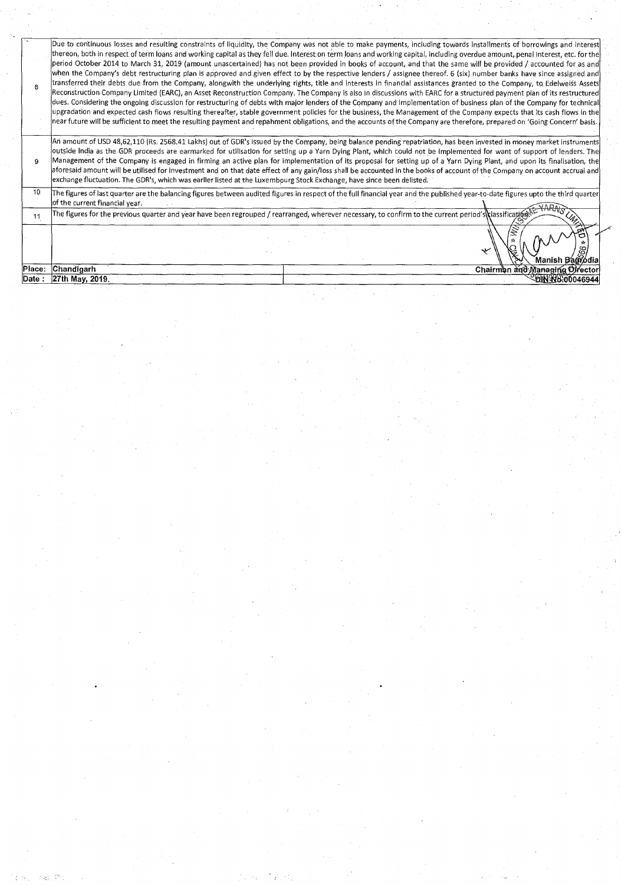| | |
|---|---|
| 8 | Due to continuous losses and resulting constraints of liquidity, the Company was not able to make payments, including towards installments of borrowings and interest thereon, both in respect of term loans and working capital as they fell due. Interest on term loans and working capital, including overdue amount, penal interest, etc. for the period October 2014 to March 31, 2019 (amount unascertained) has not been provided in books of account, and that the same will be provided / accounted for as and when the Company's debt restructuring plan is approved and given effect to by the respective lenders / assignee thereof. 6 (six) number banks have since assigned and transferred their debts due from the Company, alongwith the underlying rights, title and interests in financial assistances granted to the Company, to Edelweiss Assets Reconstruction Company Limited (EARC), an Asset Reconstruction Company. The Company is also in discussions with EARC for a structured payment plan of its restructured dues. Considering the ongoing discussion for restructuring of debts with major lenders of the Company and implementation of business plan of the Company for technical upgradation and expected cash flows resulting thereafter, stable government policies for the business, the Management of the Company expects that its cash flows in the near future will be sufficient to meet the resulting payment and repahment obligations, and the accounts of the Company are therefore, prepared on 'Going Concern' basis. |
| 9 | An amount of USD 48,62,110 (Rs. 2568.41 Lakhs) out of GDR's issued by the Company, being balance pending repatriation, has been invested in money market instruments outside India as the GDR proceeds are earmarked for utilisation for setting up a Yarn Dying Plant, which could not be implemented for want of support of lenders. The Management of the Company is engaged in firming an active plan for implementation of its proposal for setting up of a Yarn Dying Plant, and upon its finalisation, the aforesaid amount will be utilised for investment and on that date effect of any gain/loss shall be accounted in the books of account of the Company on account accrual and exchange fluctuation. The GDR's, which was earlier listed at the Luxembourg Stock Exchange, have since been delisted. |
| 10 | The figures of last quarter are the balancing figures between audited figures in respect of the full financial year and the published year-to-date figures upto the third quarter of the current financial year. |
| 11 | The figures for the previous quarter and year have been regrouped / rearranged, wherever necessary, to confirm to the current period's classification. |

| | | |
|---|---|---|
| | | Manish Bagrodia |
| Place: | Chandigarh | Chairman and Managing Director |
| Date : | 27th May, 2019. | DIN No:00046944 |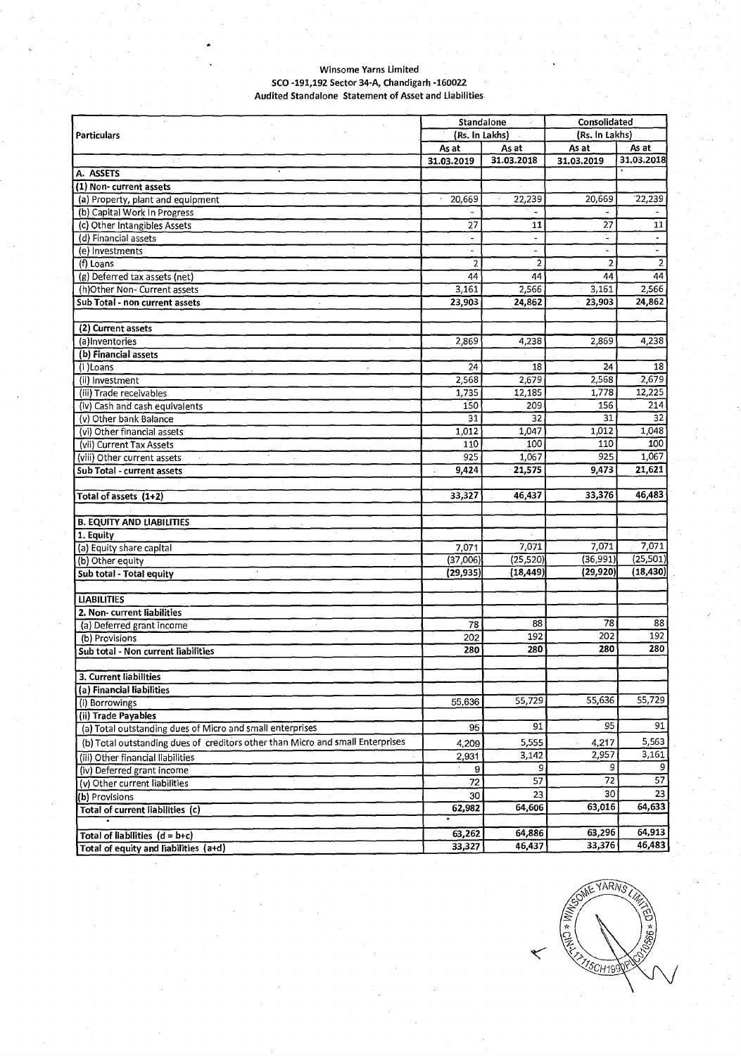# Winsome Yarns Limited

SCO -191,192 Sector 34-A, Chandigarh -160022

Audited Standalone Statement of Asset and Liabilities

| Particulars | Standalone (Rs. In Lakhs) | | Consolidated (Rs. In Lakhs) | |
|---|---|---|---|---|
| | As at 31.03.2019 | As at 31.03.2018 | As at 31.03.2019 | As at 31.03.2018 |
| **A. ASSETS** | | | | |
| **(1) Non- current assets** | | | | |
| (a) Property, plant and equipment | 20,669 | 22,239 | 20,669 | 22,239 |
| (b) Capital Work In Progress | - | - | - | - |
| (c) Other Intangibles Assets | 27 | 11 | 27 | 11 |
| (d) Financial assets | - | - | - | - |
| (e) Investments | - | - | - | - |
| (f) Loans | 2 | 2 | 2 | 2 |
| (g) Deferred tax assets (net) | 44 | 44 | 44 | 44 |
| (h)Other Non- Current assets | 3,161 | 2,566 | 3,161 | 2,566 |
| **Sub Total - non current assets** | **23,903** | **24,862** | **23,903** | **24,862** |
| | | | | |
| **(2) Current assets** | | | | |
| (a)Inventories | 2,869 | 4,238 | 2,869 | 4,238 |
| **(b) Financial assets** | | | | |
| (i )Loans | 24 | 18 | 24 | 18 |
| (ii) Investment | 2,568 | 2,679 | 2,568 | 2,679 |
| (iii) Trade receivables | 1,735 | 12,185 | 1,778 | 12,225 |
| (iv) Cash and cash equivalents | 150 | 209 | 156 | 214 |
| (v) Other bank Balance | 31 | 32 | 31 | 32 |
| (vi) Other financial assets | 1,012 | 1,047 | 1,012 | 1,048 |
| (vii) Current Tax Assets | 110 | 100 | 110 | 100 |
| (viii) Other current assets | 925 | 1,067 | 925 | 1,067 |
| **Sub Total - current assets** | **9,424** | **21,575** | **9,473** | **21,621** |
| | | | | |
| **Total of assets (1+2)** | **33,327** | **46,437** | **33,376** | **46,483** |
| | | | | |
| **B. EQUITY AND LIABILITIES** | | | | |
| **1. Equity** | | | | |
| (a) Equity share capital | 7,071 | 7,071 | 7,071 | 7,071 |
| (b) Other equity | (37,006) | (25,520) | (36,991) | (25,501) |
| **Sub total - Total equity** | **(29,935)** | **(18,449)** | **(29,920)** | **(18,430)** |
| | | | | |
| **LIABILITIES** | | | | |
| **2. Non- current liabilities** | | | | |
| (a) Deferred grant income | 78 | 88 | 78 | 88 |
| (b) Provisions | 202 | 192 | 202 | 192 |
| **Sub total - Non current liabilities** | **280** | **280** | **280** | **280** |
| | | | | |
| **3. Current liabilities** | | | | |
| **(a) Financial liabilities** | | | | |
| (i) Borrowings | 55,636 | 55,729 | 55,636 | 55,729 |
| **(ii) Trade Payables** | | | | |
| (a) Total outstanding dues of Micro and small enterprises | 95 | 91 | 95 | 91 |
| (b) Total outstanding dues of creditors other than Micro and small Enterprises | 4,209 | 5,555 | 4,217 | 5,563 |
| (iii) Other financial liabilities | 2,931 | 3,142 | 2,957 | 3,161 |
| (iv) Deferred grant income | 9 | 9 | 9 | 9 |
| (v) Other current liabilities | 72 | 57 | 72 | 57 |
| (b) Provisions | 30 | 23 | 30 | 23 |
| **Total of current liabilities (c)** | **62,982** | **64,606** | **63,016** | **64,633** |
| | | | | |
| **Total of liabilities (d = b+c)** | **63,262** | **64,886** | **63,296** | **64,913** |
| **Total of equity and liabilities (a+d)** | **33,327** | **46,437** | **33,376** | **46,483** |